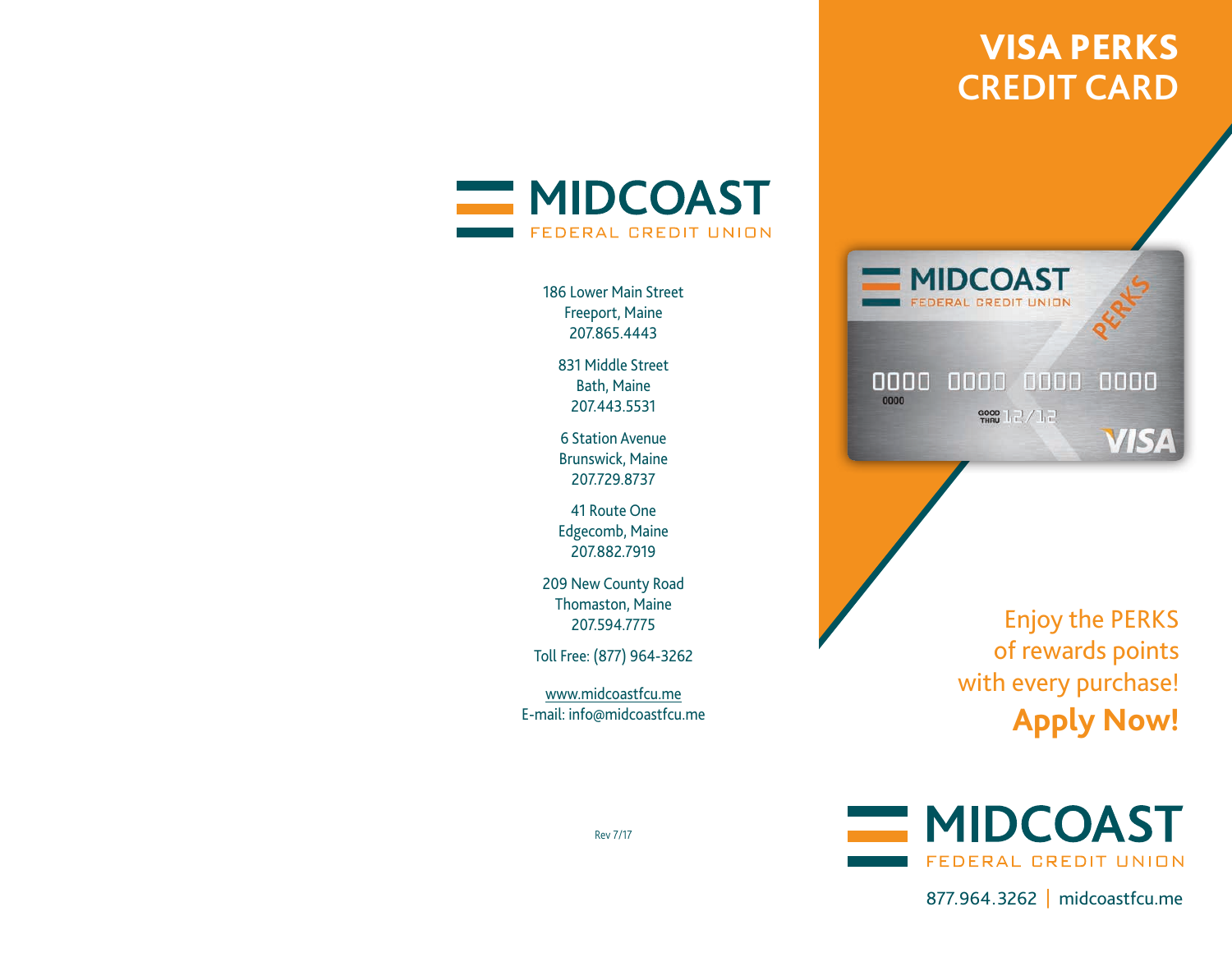MIDCOAST
FEDERAL CREDIT UNION

186 Lower Main Street
Freeport, Maine
207.865.4443

831 Middle Street
Bath, Maine
207.443.5531

6 Station Avenue
Brunswick, Maine
207.729.8737

41 Route One
Edgecomb, Maine
207.882.7919

209 New County Road
Thomaston, Maine
207.594.7775

Toll Free: (877) 964-3262

www.midcoastfcu.me
E-mail: info@midcoastfcu.me

Rev 7/17

# VISA PERKS CREDIT CARD

Enjoy the PERKS of rewards points with every purchase!

**Apply Now!**

MIDCOAST
FEDERAL CREDIT UNION

877.964.3262 | midcoastfcu.me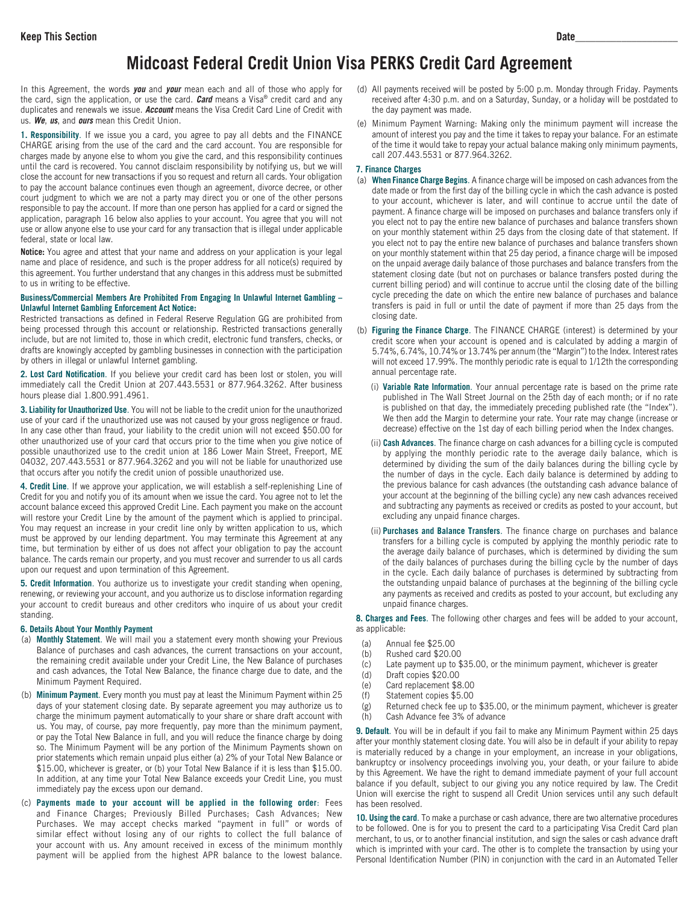**Keep This Section** Date____________________

# Midcoast Federal Credit Union Visa PERKS Credit Card Agreement

In this Agreement, the words ***you*** and ***your*** mean each and all of those who apply for the card, sign the application, or use the card. ***Card*** means a Visa® credit card and any duplicates and renewals we issue. ***Account*** means the Visa Credit Card Line of Credit with us. ***We***, ***us***, and ***ours*** mean this Credit Union.

**1. Responsibility**. If we issue you a card, you agree to pay all debts and the FINANCE CHARGE arising from the use of the card and the card account. You are responsible for charges made by anyone else to whom you give the card, and this responsibility continues until the card is recovered. You cannot disclaim responsibility by notifying us, but we will close the account for new transactions if you so request and return all cards. Your obligation to pay the account balance continues even though an agreement, divorce decree, or other court judgment to which we are not a party may direct you or one of the other persons responsible to pay the account. If more than one person has applied for a card or signed the application, paragraph 16 below also applies to your account. You agree that you will not use or allow anyone else to use your card for any transaction that is illegal under applicable federal, state or local law.

**Notice:** You agree and attest that your name and address on your application is your legal name and place of residence, and such is the proper address for all notice(s) required by this agreement. You further understand that any changes in this address must be submitted to us in writing to be effective.

**Business/Commercial Members Are Prohibited From Engaging In Unlawful Internet Gambling – Unlawful Internet Gambling Enforcement Act Notice:**

Restricted transactions as defined in Federal Reserve Regulation GG are prohibited from being processed through this account or relationship. Restricted transactions generally include, but are not limited to, those in which credit, electronic fund transfers, checks, or drafts are knowingly accepted by gambling businesses in connection with the participation by others in illegal or unlawful Internet gambling.

**2. Lost Card Notification**. If you believe your credit card has been lost or stolen, you will immediately call the Credit Union at 207.443.5531 or 877.964.3262. After business hours please dial 1.800.991.4961.

**3. Liability for Unauthorized Use**. You will not be liable to the credit union for the unauthorized use of your card if the unauthorized use was not caused by your gross negligence or fraud. In any case other than fraud, your liability to the credit union will not exceed $50.00 for other unauthorized use of your card that occurs prior to the time when you give notice of possible unauthorized use to the credit union at 186 Lower Main Street, Freeport, ME 04032, 207.443.5531 or 877.964.3262 and you will not be liable for unauthorized use that occurs after you notify the credit union of possible unauthorized use.

**4. Credit Line**. If we approve your application, we will establish a self-replenishing Line of Credit for you and notify you of its amount when we issue the card. You agree not to let the account balance exceed this approved Credit Line. Each payment you make on the account will restore your Credit Line by the amount of the payment which is applied to principal. You may request an increase in your credit line only by written application to us, which must be approved by our lending department. You may terminate this Agreement at any time, but termination by either of us does not affect your obligation to pay the account balance. The cards remain our property, and you must recover and surrender to us all cards upon our request and upon termination of this Agreement.

**5. Credit Information**. You authorize us to investigate your credit standing when opening, renewing, or reviewing your account, and you authorize us to disclose information regarding your account to credit bureaus and other creditors who inquire of us about your credit standing.

**6. Details About Your Monthly Payment**

(a) **Monthly Statement**. We will mail you a statement every month showing your Previous Balance of purchases and cash advances, the current transactions on your account, the remaining credit available under your Credit Line, the New Balance of purchases and cash advances, the Total New Balance, the finance charge due to date, and the Minimum Payment Required.

(b) **Minimum Payment**. Every month you must pay at least the Minimum Payment within 25 days of your statement closing date. By separate agreement you may authorize us to charge the minimum payment automatically to your share or share draft account with us. You may, of course, pay more frequently, pay more than the minimum payment, or pay the Total New Balance in full, and you will reduce the finance charge by doing so. The Minimum Payment will be any portion of the Minimum Payments shown on prior statements which remain unpaid plus either (a) 2% of your Total New Balance or $15.00, whichever is greater, or (b) your Total New Balance if it is less than $15.00. In addition, at any time your Total New Balance exceeds your Credit Line, you must immediately pay the excess upon our demand.

(c) **Payments made to your account will be applied in the following order**: Fees and Finance Charges; Previously Billed Purchases; Cash Advances; New Purchases. We may accept checks marked "payment in full" or words of similar effect without losing any of our rights to collect the full balance of your account with us. Any amount received in excess of the minimum monthly payment will be applied from the highest APR balance to the lowest balance.

(d) All payments received will be posted by 5:00 p.m. Monday through Friday. Payments received after 4:30 p.m. and on a Saturday, Sunday, or a holiday will be postdated to the day payment was made.

(e) Minimum Payment Warning: Making only the minimum payment will increase the amount of interest you pay and the time it takes to repay your balance. For an estimate of the time it would take to repay your actual balance making only minimum payments, call 207.443.5531 or 877.964.3262.

**7. Finance Charges**

(a) **When Finance Charge Begins**. A finance charge will be imposed on cash advances from the date made or from the first day of the billing cycle in which the cash advance is posted to your account, whichever is later, and will continue to accrue until the date of payment. A finance charge will be imposed on purchases and balance transfers only if you elect not to pay the entire new balance of purchases and balance transfers shown on your monthly statement within 25 days from the closing date of that statement. If you elect not to pay the entire new balance of purchases and balance transfers shown on your monthly statement within that 25 day period, a finance charge will be imposed on the unpaid average daily balance of those purchases and balance transfers from the statement closing date (but not on purchases or balance transfers posted during the current billing period) and will continue to accrue until the closing date of the billing cycle preceding the date on which the entire new balance of purchases and balance transfers is paid in full or until the date of payment if more than 25 days from the closing date.

(b) **Figuring the Finance Charge**. The FINANCE CHARGE (interest) is determined by your credit score when your account is opened and is calculated by adding a margin of 5.74%, 6.74%, 10.74% or 13.74% per annum (the "Margin") to the Index. Interest rates will not exceed 17.99%. The monthly periodic rate is equal to 1/12th the corresponding annual percentage rate.

  (i) **Variable Rate Information**. Your annual percentage rate is based on the prime rate published in The Wall Street Journal on the 25th day of each month; or if no rate is published on that day, the immediately preceding published rate (the "Index"). We then add the Margin to determine your rate. Your rate may change (increase or decrease) effective on the 1st day of each billing period when the Index changes.

  (ii) **Cash Advances**. The finance charge on cash advances for a billing cycle is computed by applying the monthly periodic rate to the average daily balance, which is determined by dividing the sum of the daily balances during the billing cycle by the number of days in the cycle. Each daily balance is determined by adding to the previous balance for cash advances (the outstanding cash advance balance of your account at the beginning of the billing cycle) any new cash advances received and subtracting any payments as received or credits as posted to your account, but excluding any unpaid finance charges.

  (ii) **Purchases and Balance Transfers**. The finance charge on purchases and balance transfers for a billing cycle is computed by applying the monthly periodic rate to the average daily balance of purchases, which is determined by dividing the sum of the daily balances of purchases during the billing cycle by the number of days in the cycle. Each daily balance of purchases is determined by subtracting from the outstanding unpaid balance of purchases at the beginning of the billing cycle any payments as received and credits as posted to your account, but excluding any unpaid finance charges.

**8. Charges and Fees**. The following other charges and fees will be added to your account, as applicable:

(a) Annual fee $25.00
(b) Rushed card $20.00
(c) Late payment up to $35.00, or the minimum payment, whichever is greater
(d) Draft copies $20.00
(e) Card replacement $8.00
(f) Statement copies $5.00
(g) Returned check fee up to $35.00, or the minimum payment, whichever is greater
(h) Cash Advance fee 3% of advance

**9. Default**. You will be in default if you fail to make any Minimum Payment within 25 days after your monthly statement closing date. You will also be in default if your ability to repay is materially reduced by a change in your employment, an increase in your obligations, bankruptcy or insolvency proceedings involving you, your death, or your failure to abide by this Agreement. We have the right to demand immediate payment of your full account balance if you default, subject to our giving you any notice required by law. The Credit Union will exercise the right to suspend all Credit Union services until any such default has been resolved.

**10. Using the card**. To make a purchase or cash advance, there are two alternative procedures to be followed. One is for you to present the card to a participating Visa Credit Card plan merchant, to us, or to another financial institution, and sign the sales or cash advance draft which is imprinted with your card. The other is to complete the transaction by using your Personal Identification Number (PIN) in conjunction with the card in an Automated Teller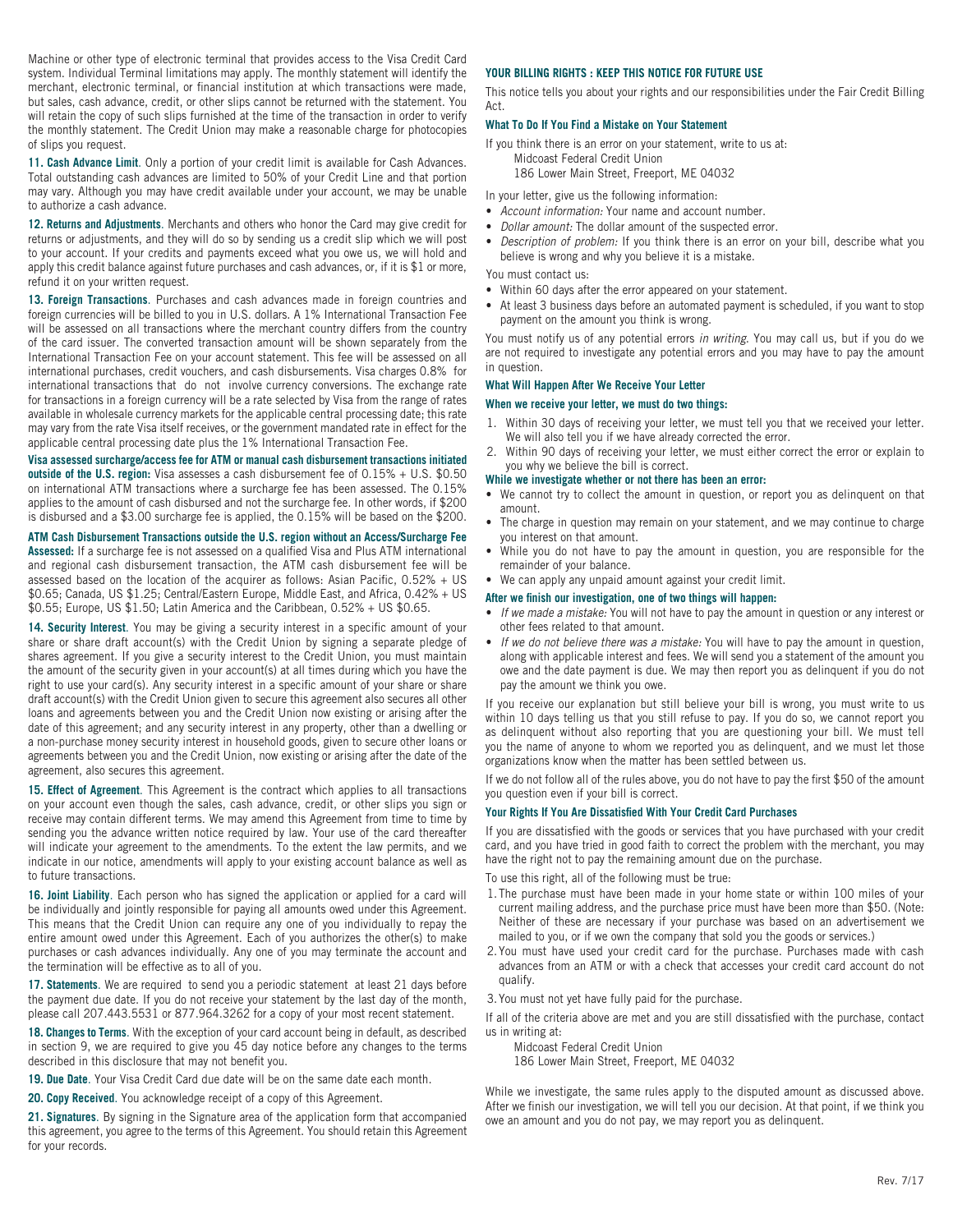Machine or other type of electronic terminal that provides access to the Visa Credit Card system. Individual Terminal limitations may apply. The monthly statement will identify the merchant, electronic terminal, or financial institution at which transactions were made, but sales, cash advance, credit, or other slips cannot be returned with the statement. You will retain the copy of such slips furnished at the time of the transaction in order to verify the monthly statement. The Credit Union may make a reasonable charge for photocopies of slips you request.

**11. Cash Advance Limit**. Only a portion of your credit limit is available for Cash Advances. Total outstanding cash advances are limited to 50% of your Credit Line and that portion may vary. Although you may have credit available under your account, we may be unable to authorize a cash advance.

**12. Returns and Adjustments**. Merchants and others who honor the Card may give credit for returns or adjustments, and they will do so by sending us a credit slip which we will post to your account. If your credits and payments exceed what you owe us, we will hold and apply this credit balance against future purchases and cash advances, or, if it is $1 or more, refund it on your written request.

**13. Foreign Transactions**. Purchases and cash advances made in foreign countries and foreign currencies will be billed to you in U.S. dollars. A 1% International Transaction Fee will be assessed on all transactions where the merchant country differs from the country of the card issuer. The converted transaction amount will be shown separately from the International Transaction Fee on your account statement. This fee will be assessed on all international purchases, credit vouchers, and cash disbursements. Visa charges 0.8% for international transactions that do not involve currency conversions. The exchange rate for transactions in a foreign currency will be a rate selected by Visa from the range of rates available in wholesale currency markets for the applicable central processing date; this rate may vary from the rate Visa itself receives, or the government mandated rate in effect for the applicable central processing date plus the 1% International Transaction Fee.

**Visa assessed surcharge/access fee for ATM or manual cash disbursement transactions initiated outside of the U.S. region:** Visa assesses a cash disbursement fee of 0.15% + U.S. $0.50 on international ATM transactions where a surcharge fee has been assessed. The 0.15% applies to the amount of cash disbursed and not the surcharge fee. In other words, if $200 is disbursed and a $3.00 surcharge fee is applied, the 0.15% will be based on the $200.

**ATM Cash Disbursement Transactions outside the U.S. region without an Access/Surcharge Fee Assessed:** If a surcharge fee is not assessed on a qualified Visa and Plus ATM international and regional cash disbursement transaction, the ATM cash disbursement fee will be assessed based on the location of the acquirer as follows: Asian Pacific, 0.52% + US $0.65; Canada, US $1.25; Central/Eastern Europe, Middle East, and Africa, 0.42% + US $0.55; Europe, US $1.50; Latin America and the Caribbean, 0.52% + US $0.65.

**14. Security Interest**. You may be giving a security interest in a specific amount of your share or share draft account(s) with the Credit Union by signing a separate pledge of shares agreement. If you give a security interest to the Credit Union, you must maintain the amount of the security given in your account(s) at all times during which you have the right to use your card(s). Any security interest in a specific amount of your share or share draft account(s) with the Credit Union given to secure this agreement also secures all other loans and agreements between you and the Credit Union now existing or arising after the date of this agreement; and any security interest in any property, other than a dwelling or a non-purchase money security interest in household goods, given to secure other loans or agreements between you and the Credit Union, now existing or arising after the date of the agreement, also secures this agreement.

**15. Effect of Agreement**. This Agreement is the contract which applies to all transactions on your account even though the sales, cash advance, credit, or other slips you sign or receive may contain different terms. We may amend this Agreement from time to time by sending you the advance written notice required by law. Your use of the card thereafter will indicate your agreement to the amendments. To the extent the law permits, and we indicate in our notice, amendments will apply to your existing account balance as well as to future transactions.

**16. Joint Liability**. Each person who has signed the application or applied for a card will be individually and jointly responsible for paying all amounts owed under this Agreement. This means that the Credit Union can require any one of you individually to repay the entire amount owed under this Agreement. Each of you authorizes the other(s) to make purchases or cash advances individually. Any one of you may terminate the account and the termination will be effective as to all of you.

**17. Statements**. We are required to send you a periodic statement at least 21 days before the payment due date. If you do not receive your statement by the last day of the month, please call 207.443.5531 or 877.964.3262 for a copy of your most recent statement.

**18. Changes to Terms**. With the exception of your card account being in default, as described in section 9, we are required to give you 45 day notice before any changes to the terms described in this disclosure that may not benefit you.

**19. Due Date**. Your Visa Credit Card due date will be on the same date each month.

**20. Copy Received**. You acknowledge receipt of a copy of this Agreement.

**21. Signatures**. By signing in the Signature area of the application form that accompanied this agreement, you agree to the terms of this Agreement. You should retain this Agreement for your records.

## YOUR BILLING RIGHTS : KEEP THIS NOTICE FOR FUTURE USE

This notice tells you about your rights and our responsibilities under the Fair Credit Billing Act.

### What To Do If You Find a Mistake on Your Statement

If you think there is an error on your statement, write to us at:

Midcoast Federal Credit Union
186 Lower Main Street, Freeport, ME 04032

In your letter, give us the following information:

- *Account information:* Your name and account number.
- *Dollar amount:* The dollar amount of the suspected error.
- *Description of problem:* If you think there is an error on your bill, describe what you believe is wrong and why you believe it is a mistake.

You must contact us:

- Within 60 days after the error appeared on your statement.
- At least 3 business days before an automated payment is scheduled, if you want to stop payment on the amount you think is wrong.

You must notify us of any potential errors *in writing*. You may call us, but if you do we are not required to investigate any potential errors and you may have to pay the amount in question.

### What Will Happen After We Receive Your Letter

**When we receive your letter, we must do two things:**

1. Within 30 days of receiving your letter, we must tell you that we received your letter. We will also tell you if we have already corrected the error.
2. Within 90 days of receiving your letter, we must either correct the error or explain to you why we believe the bill is correct.

**While we investigate whether or not there has been an error:**

- We cannot try to collect the amount in question, or report you as delinquent on that amount.
- The charge in question may remain on your statement, and we may continue to charge you interest on that amount.
- While you do not have to pay the amount in question, you are responsible for the remainder of your balance.
- We can apply any unpaid amount against your credit limit.

**After we finish our investigation, one of two things will happen:**

- *If we made a mistake:* You will not have to pay the amount in question or any interest or other fees related to that amount.
- *If we do not believe there was a mistake:* You will have to pay the amount in question, along with applicable interest and fees. We will send you a statement of the amount you owe and the date payment is due. We may then report you as delinquent if you do not pay the amount we think you owe.

If you receive our explanation but still believe your bill is wrong, you must write to us within 10 days telling us that you still refuse to pay. If you do so, we cannot report you as delinquent without also reporting that you are questioning your bill. We must tell you the name of anyone to whom we reported you as delinquent, and we must let those organizations know when the matter has been settled between us.

If we do not follow all of the rules above, you do not have to pay the first $50 of the amount you question even if your bill is correct.

### Your Rights If You Are Dissatisfied With Your Credit Card Purchases

If you are dissatisfied with the goods or services that you have purchased with your credit card, and you have tried in good faith to correct the problem with the merchant, you may have the right not to pay the remaining amount due on the purchase.

To use this right, all of the following must be true:

1. The purchase must have been made in your home state or within 100 miles of your current mailing address, and the purchase price must have been more than $50. (Note: Neither of these are necessary if your purchase was based on an advertisement we mailed to you, or if we own the company that sold you the goods or services.)
2. You must have used your credit card for the purchase. Purchases made with cash advances from an ATM or with a check that accesses your credit card account do not qualify.
3. You must not yet have fully paid for the purchase.

If all of the criteria above are met and you are still dissatisfied with the purchase, contact us in writing at:

Midcoast Federal Credit Union
186 Lower Main Street, Freeport, ME 04032

While we investigate, the same rules apply to the disputed amount as discussed above. After we finish our investigation, we will tell you our decision. At that point, if we think you owe an amount and you do not pay, we may report you as delinquent.

Rev. 7/17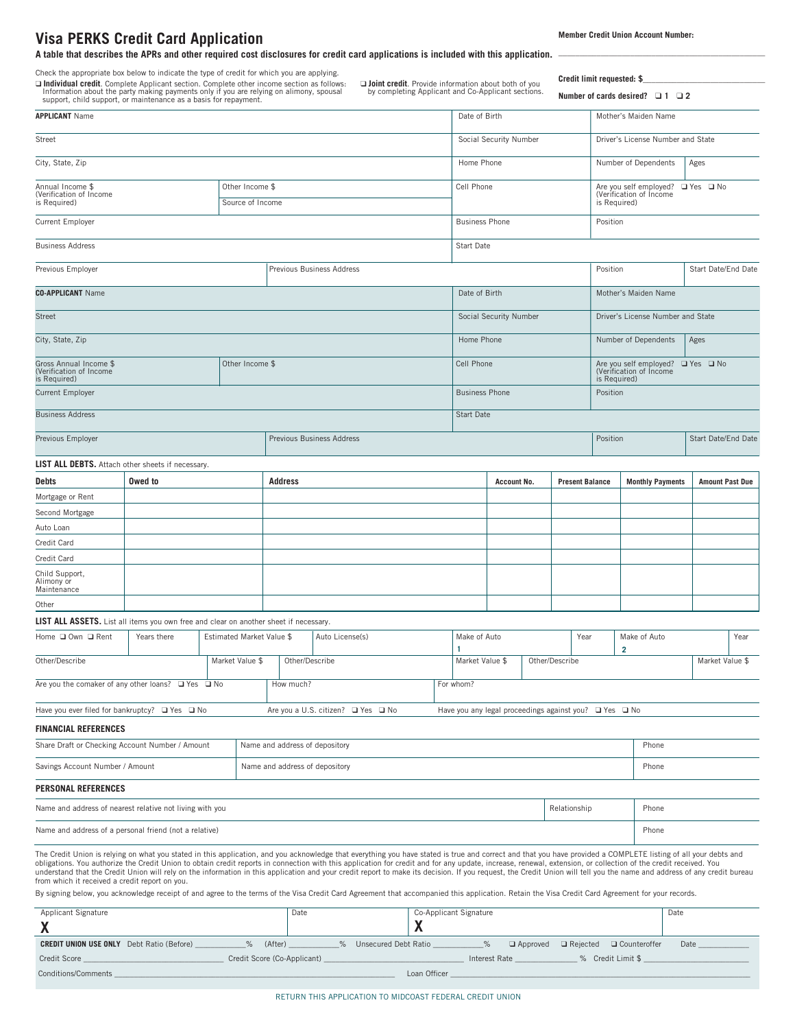# Visa PERKS Credit Card Application

**Member Credit Union Account Number:** ______________________________

**A table that describes the APRs and other required cost disclosures for credit card applications is included with this application.**

Check the appropriate box below to indicate the type of credit for which you are applying.

❑ **Individual credit**. Complete Applicant section. Complete other income section as follows: Information about the party making payments only if you are relying on alimony, spousal support, child support, or maintenance as a basis for repayment.

❑ **Joint credit**. Provide information about both of you by completing Applicant and Co-Applicant sections.

**Credit limit requested: $**______________________

**Number of cards desired?** ❑ **1** ❑ **2**

| | | | |
|---|---|---|---|
| **APPLICANT** Name | | Date of Birth | Mother's Maiden Name |
| Street | | Social Security Number | Driver's License Number and State |
| City, State, Zip | | Home Phone | Number of Dependents / Ages |
| Annual Income $ (Verification of Income is Required) | Other Income $ / Source of Income | Cell Phone | Are you self employed? ❑ Yes ❑ No (Verification of Income is Required) |
| Current Employer | | Business Phone | Position |
| Business Address | | Start Date | |
| Previous Employer | Previous Business Address | Position | Start Date/End Date |

| | | | |
|---|---|---|---|
| **CO-APPLICANT** Name | | Date of Birth | Mother's Maiden Name |
| Street | | Social Security Number | Driver's License Number and State |
| City, State, Zip | | Home Phone | Number of Dependents / Ages |
| Gross Annual Income $ (Verification of Income is Required) | Other Income $ | Cell Phone | Are you self employed? ❑ Yes ❑ No (Verification of Income is Required) |
| Current Employer | | Business Phone | Position |
| Business Address | | Start Date | |
| Previous Employer | Previous Business Address | Position | Start Date/End Date |

**LIST ALL DEBTS.** Attach other sheets if necessary.

| Debts | Owed to | Address | Account No. | Present Balance | Monthly Payments | Amount Past Due |
|---|---|---|---|---|---|---|
| Mortgage or Rent | | | | | | |
| Second Mortgage | | | | | | |
| Auto Loan | | | | | | |
| Credit Card | | | | | | |
| Credit Card | | | | | | |
| Child Support, Alimony or Maintenance | | | | | | |
| Other | | | | | | |

**LIST ALL ASSETS.** List all items you own free and clear on another sheet if necessary.

| | | | | | | | |
|---|---|---|---|---|---|---|---|
| Home ❑ Own ❑ Rent | Years there | Estimated Market Value $ | Auto License(s) | Make of Auto 1 | Year | Make of Auto 2 | Year |
| Other/Describe | Market Value $ | Other/Describe | Market Value $ | Other/Describe | Market Value $ | | |

Are you the comaker of any other loans? ❑ Yes ❑ No &nbsp;&nbsp; How much? &nbsp;&nbsp; For whom?

Have you ever filed for bankruptcy? ❑ Yes ❑ No &nbsp;&nbsp; Are you a U.S. citizen? ❑ Yes ❑ No &nbsp;&nbsp; Have you any legal proceedings against you? ❑ Yes ❑ No

**FINANCIAL REFERENCES**

| | | |
|---|---|---|
| Share Draft or Checking Account Number / Amount | Name and address of depository | Phone |
| Savings Account Number / Amount | Name and address of depository | Phone |

**PERSONAL REFERENCES**

| | | |
|---|---|---|
| Name and address of nearest relative not living with you | Relationship | Phone |
| Name and address of a personal friend (not a relative) | | Phone |

The Credit Union is relying on what you stated in this application, and you acknowledge that everything you have stated is true and correct and that you have provided a COMPLETE listing of all your debts and obligations. You authorize the Credit Union to obtain credit reports in connection with this application for credit and for any update, increase, renewal, extension, or collection of the credit received. You understand that the Credit Union will rely on the information in this application and your credit report to make its decision. If you request, the Credit Union will tell you the name and address of any credit bureau from which it received a credit report on you.

By signing below, you acknowledge receipt of and agree to the terms of the Visa Credit Card Agreement that accompanied this application. Retain the Visa Credit Card Agreement for your records.

| Applicant Signature | Date | Co-Applicant Signature | Date |
|---|---|---|---|
| **X** | | **X** | |

**CREDIT UNION USE ONLY** Debt Ratio (Before) ________% (After) ________% Unsecured Debt Ratio ________% ❑ Approved ❑ Rejected ❑ Counteroffer Date ________

Credit Score ____________ Credit Score (Co-Applicant) ____________ Interest Rate ________% Credit Limit $ ____________

Conditions/Comments ______________________________ Loan Officer ______________________________

RETURN THIS APPLICATION TO MIDCOAST FEDERAL CREDIT UNION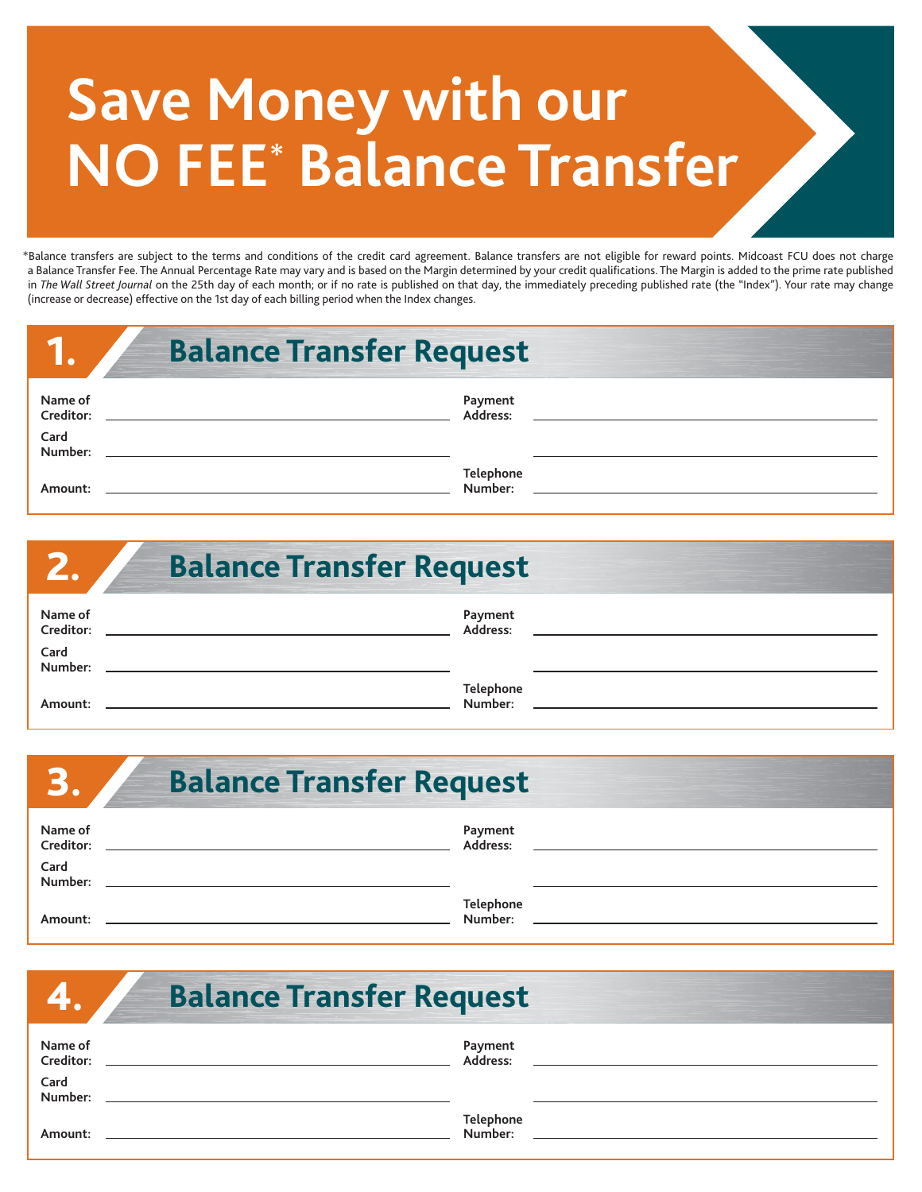# Save Money with our NO FEE* Balance Transfer

*Balance transfers are subject to the terms and conditions of the credit card agreement. Balance transfers are not eligible for reward points. Midcoast FCU does not charge a Balance Transfer Fee. The Annual Percentage Rate may vary and is based on the Margin determined by your credit qualifications. The Margin is added to the prime rate published in *The Wall Street Journal* on the 25th day of each month; or if no rate is published on that day, the immediately preceding published rate (the "Index"). Your rate may change (increase or decrease) effective on the 1st day of each billing period when the Index changes.

## 1. Balance Transfer Request

**Name of Creditor:** ____________________

**Card Number:** ____________________

**Amount:** ____________________

**Payment Address:** ____________________

____________________

**Telephone Number:** ____________________

## 2. Balance Transfer Request

**Name of Creditor:** ____________________

**Card Number:** ____________________

**Amount:** ____________________

**Payment Address:** ____________________

____________________

**Telephone Number:** ____________________

## 3. Balance Transfer Request

**Name of Creditor:** ____________________

**Card Number:** ____________________

**Amount:** ____________________

**Payment Address:** ____________________

____________________

**Telephone Number:** ____________________

## 4. Balance Transfer Request

**Name of Creditor:** ____________________

**Card Number:** ____________________

**Amount:** ____________________

**Payment Address:** ____________________

____________________

**Telephone Number:** ____________________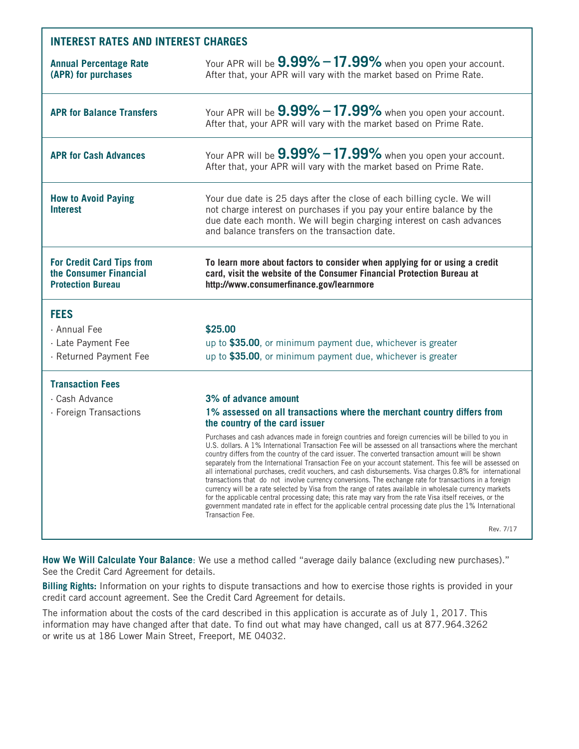## INTEREST RATES AND INTEREST CHARGES

| | |
|---|---|
| **Annual Percentage Rate (APR) for purchases** | Your APR will be **9.99% – 17.99%** when you open your account. After that, your APR will vary with the market based on Prime Rate. |
| **APR for Balance Transfers** | Your APR will be **9.99% – 17.99%** when you open your account. After that, your APR will vary with the market based on Prime Rate. |
| **APR for Cash Advances** | Your APR will be **9.99% – 17.99%** when you open your account. After that, your APR will vary with the market based on Prime Rate. |
| **How to Avoid Paying Interest** | Your due date is 25 days after the close of each billing cycle. We will not charge interest on purchases if you pay your entire balance by the due date each month. We will begin charging interest on cash advances and balance transfers on the transaction date. |
| **For Credit Card Tips from the Consumer Financial Protection Bureau** | **To learn more about factors to consider when applying for or using a credit card, visit the website of the Consumer Financial Protection Bureau at http://www.consumerfinance.gov/learnmore** |

## FEES

| | |
|---|---|
| · Annual Fee | **$25.00** |
| · Late Payment Fee | up to **$35.00**, or minimum payment due, whichever is greater |
| · Returned Payment Fee | up to **$35.00**, or minimum payment due, whichever is greater |

## Transaction Fees

| | |
|---|---|
| · Cash Advance | **3% of advance amount** |
| · Foreign Transactions | **1% assessed on all transactions where the merchant country differs from the country of the card issuer** |

Purchases and cash advances made in foreign countries and foreign currencies will be billed to you in U.S. dollars. A 1% International Transaction Fee will be assessed on all transactions where the merchant country differs from the country of the card issuer. The converted transaction amount will be shown separately from the International Transaction Fee on your account statement. This fee will be assessed on all international purchases, credit vouchers, and cash disbursements. Visa charges 0.8% for international transactions that do not involve currency conversions. The exchange rate for transactions in a foreign currency will be a rate selected by Visa from the range of rates available in wholesale currency markets for the applicable central processing date; this rate may vary from the rate Visa itself receives, or the government mandated rate in effect for the applicable central processing date plus the 1% International Transaction Fee.

Rev. 7/17

**How We Will Calculate Your Balance**: We use a method called "average daily balance (excluding new purchases)." See the Credit Card Agreement for details.

**Billing Rights:** Information on your rights to dispute transactions and how to exercise those rights is provided in your credit card account agreement. See the Credit Card Agreement for details.

The information about the costs of the card described in this application is accurate as of July 1, 2017. This information may have changed after that date. To find out what may have changed, call us at 877.964.3262 or write us at 186 Lower Main Street, Freeport, ME 04032.